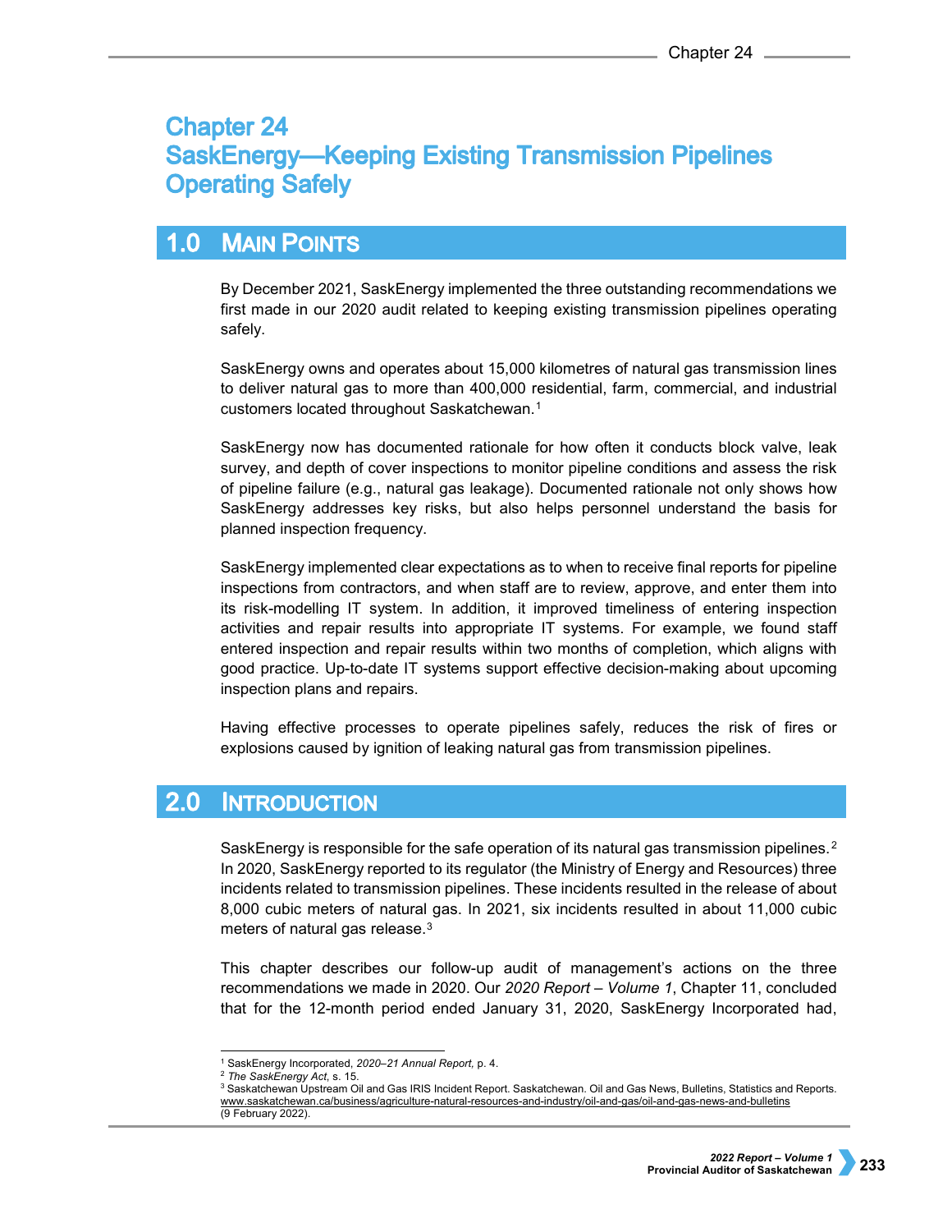# Chapter 24
# SaskEnergy—Keeping Existing Transmission Pipelines Operating Safely

## 1.0 Main Points

By December 2021, SaskEnergy implemented the three outstanding recommendations we first made in our 2020 audit related to keeping existing transmission pipelines operating safely.

SaskEnergy owns and operates about 15,000 kilometres of natural gas transmission lines to deliver natural gas to more than 400,000 residential, farm, commercial, and industrial customers located throughout Saskatchewan.[1]

SaskEnergy now has documented rationale for how often it conducts block valve, leak survey, and depth of cover inspections to monitor pipeline conditions and assess the risk of pipeline failure (e.g., natural gas leakage). Documented rationale not only shows how SaskEnergy addresses key risks, but also helps personnel understand the basis for planned inspection frequency.

SaskEnergy implemented clear expectations as to when to receive final reports for pipeline inspections from contractors, and when staff are to review, approve, and enter them into its risk-modelling IT system. In addition, it improved timeliness of entering inspection activities and repair results into appropriate IT systems. For example, we found staff entered inspection and repair results within two months of completion, which aligns with good practice. Up-to-date IT systems support effective decision-making about upcoming inspection plans and repairs.

Having effective processes to operate pipelines safely, reduces the risk of fires or explosions caused by ignition of leaking natural gas from transmission pipelines.

## 2.0 Introduction

SaskEnergy is responsible for the safe operation of its natural gas transmission pipelines.[2] In 2020, SaskEnergy reported to its regulator (the Ministry of Energy and Resources) three incidents related to transmission pipelines. These incidents resulted in the release of about 8,000 cubic meters of natural gas. In 2021, six incidents resulted in about 11,000 cubic meters of natural gas release.[3]

This chapter describes our follow-up audit of management's actions on the three recommendations we made in 2020. Our *2020 Report – Volume 1*, Chapter 11, concluded that for the 12-month period ended January 31, 2020, SaskEnergy Incorporated had,

---

[1] SaskEnergy Incorporated, *2020–21 Annual Report,* p. 4.

[2] *The SaskEnergy Act*, s. 15.

[3] Saskatchewan Upstream Oil and Gas IRIS Incident Report. Saskatchewan. Oil and Gas News, Bulletins, Statistics and Reports. www.saskatchewan.ca/business/agriculture-natural-resources-and-industry/oil-and-gas/oil-and-gas-news-and-bulletins (9 February 2022).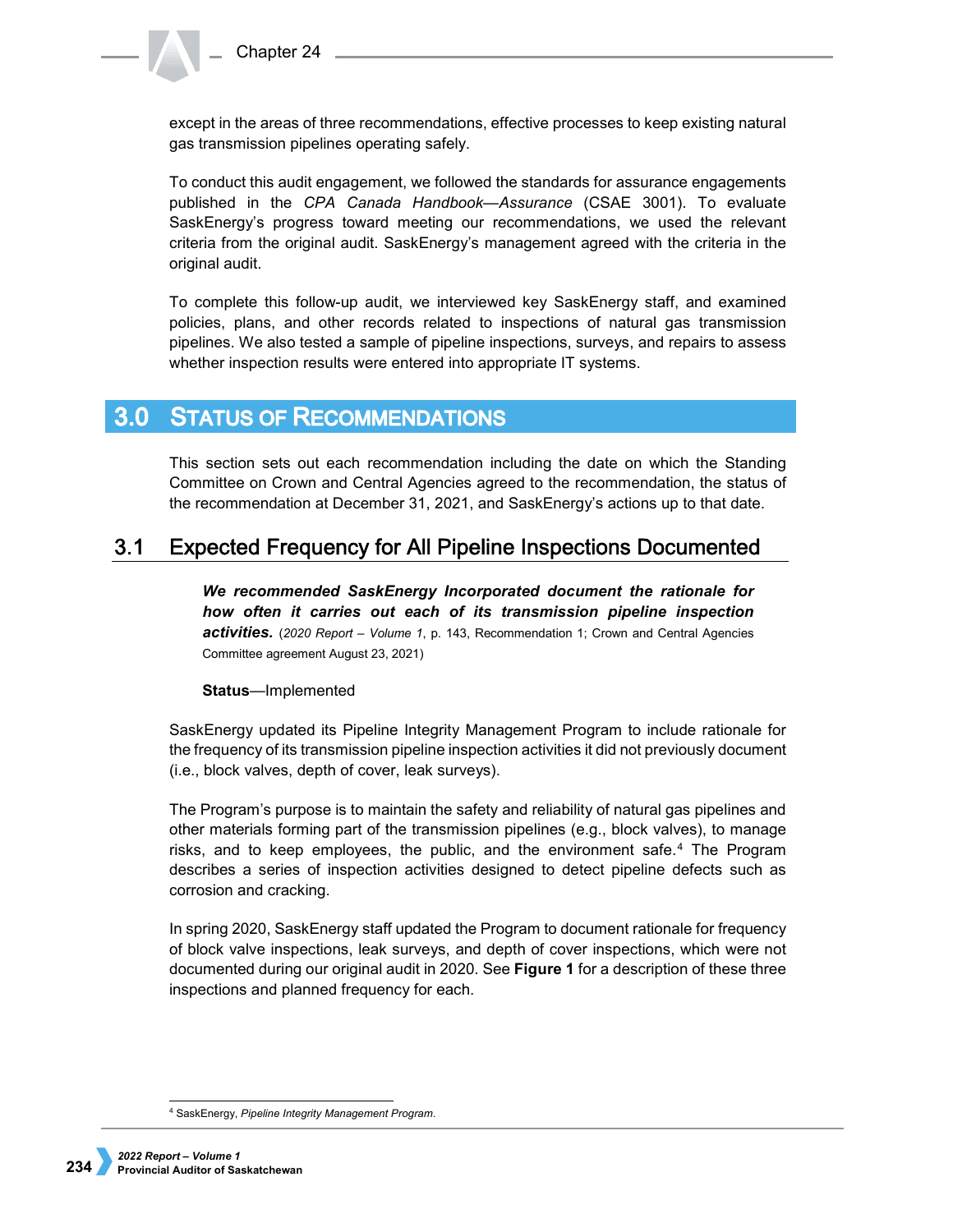except in the areas of three recommendations, effective processes to keep existing natural gas transmission pipelines operating safely.

To conduct this audit engagement, we followed the standards for assurance engagements published in the *CPA Canada Handbook—Assurance* (CSAE 3001). To evaluate SaskEnergy's progress toward meeting our recommendations, we used the relevant criteria from the original audit. SaskEnergy's management agreed with the criteria in the original audit.

To complete this follow-up audit, we interviewed key SaskEnergy staff, and examined policies, plans, and other records related to inspections of natural gas transmission pipelines. We also tested a sample of pipeline inspections, surveys, and repairs to assess whether inspection results were entered into appropriate IT systems.

# 3.0 Status of Recommendations

This section sets out each recommendation including the date on which the Standing Committee on Crown and Central Agencies agreed to the recommendation, the status of the recommendation at December 31, 2021, and SaskEnergy's actions up to that date.

## 3.1 Expected Frequency for All Pipeline Inspections Documented

***We recommended SaskEnergy Incorporated document the rationale for how often it carries out each of its transmission pipeline inspection activities.*** (*2020 Report – Volume 1*, p. 143, Recommendation 1; Crown and Central Agencies Committee agreement August 23, 2021)

**Status**—Implemented

SaskEnergy updated its Pipeline Integrity Management Program to include rationale for the frequency of its transmission pipeline inspection activities it did not previously document (i.e., block valves, depth of cover, leak surveys).

The Program's purpose is to maintain the safety and reliability of natural gas pipelines and other materials forming part of the transmission pipelines (e.g., block valves), to manage risks, and to keep employees, the public, and the environment safe.[4] The Program describes a series of inspection activities designed to detect pipeline defects such as corrosion and cracking.

In spring 2020, SaskEnergy staff updated the Program to document rationale for frequency of block valve inspections, leak surveys, and depth of cover inspections, which were not documented during our original audit in 2020. See **Figure 1** for a description of these three inspections and planned frequency for each.

[4] SaskEnergy, *Pipeline Integrity Management Program*.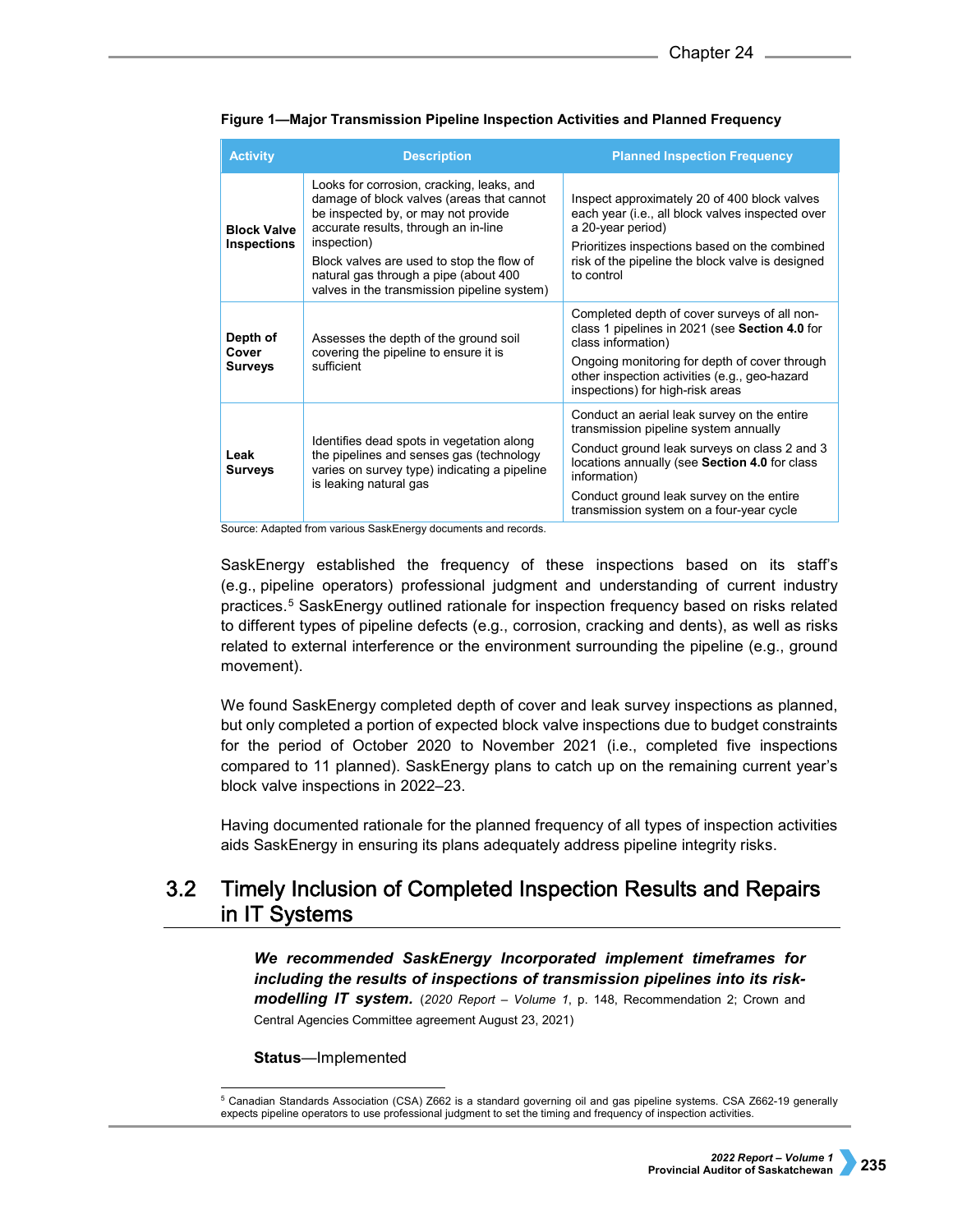**Figure 1—Major Transmission Pipeline Inspection Activities and Planned Frequency**

| Activity | Description | Planned Inspection Frequency |
|---|---|---|
| **Block Valve Inspections** | Looks for corrosion, cracking, leaks, and damage of block valves (areas that cannot be inspected by, or may not provide accurate results, through an in-line inspection)<br><br>Block valves are used to stop the flow of natural gas through a pipe (about 400 valves in the transmission pipeline system) | Inspect approximately 20 of 400 block valves each year (i.e., all block valves inspected over a 20-year period)<br><br>Prioritizes inspections based on the combined risk of the pipeline the block valve is designed to control |
| **Depth of Cover Surveys** | Assesses the depth of the ground soil covering the pipeline to ensure it is sufficient | Completed depth of cover surveys of all non-class 1 pipelines in 2021 (see **Section 4.0** for class information)<br><br>Ongoing monitoring for depth of cover through other inspection activities (e.g., geo-hazard inspections) for high-risk areas |
| **Leak Surveys** | Identifies dead spots in vegetation along the pipelines and senses gas (technology varies on survey type) indicating a pipeline is leaking natural gas | Conduct an aerial leak survey on the entire transmission pipeline system annually<br><br>Conduct ground leak surveys on class 2 and 3 locations annually (see **Section 4.0** for class information)<br><br>Conduct ground leak survey on the entire transmission system on a four-year cycle |

Source: Adapted from various SaskEnergy documents and records.

SaskEnergy established the frequency of these inspections based on its staff's (e.g., pipeline operators) professional judgment and understanding of current industry practices.[5] SaskEnergy outlined rationale for inspection frequency based on risks related to different types of pipeline defects (e.g., corrosion, cracking and dents), as well as risks related to external interference or the environment surrounding the pipeline (e.g., ground movement).

We found SaskEnergy completed depth of cover and leak survey inspections as planned, but only completed a portion of expected block valve inspections due to budget constraints for the period of October 2020 to November 2021 (i.e., completed five inspections compared to 11 planned). SaskEnergy plans to catch up on the remaining current year's block valve inspections in 2022–23.

Having documented rationale for the planned frequency of all types of inspection activities aids SaskEnergy in ensuring its plans adequately address pipeline integrity risks.

## 3.2 Timely Inclusion of Completed Inspection Results and Repairs in IT Systems

***We recommended SaskEnergy Incorporated implement timeframes for including the results of inspections of transmission pipelines into its risk-modelling IT system.*** (*2020 Report – Volume 1*, p. 148, Recommendation 2; Crown and Central Agencies Committee agreement August 23, 2021)

**Status**—Implemented

[5] Canadian Standards Association (CSA) Z662 is a standard governing oil and gas pipeline systems. CSA Z662-19 generally expects pipeline operators to use professional judgment to set the timing and frequency of inspection activities.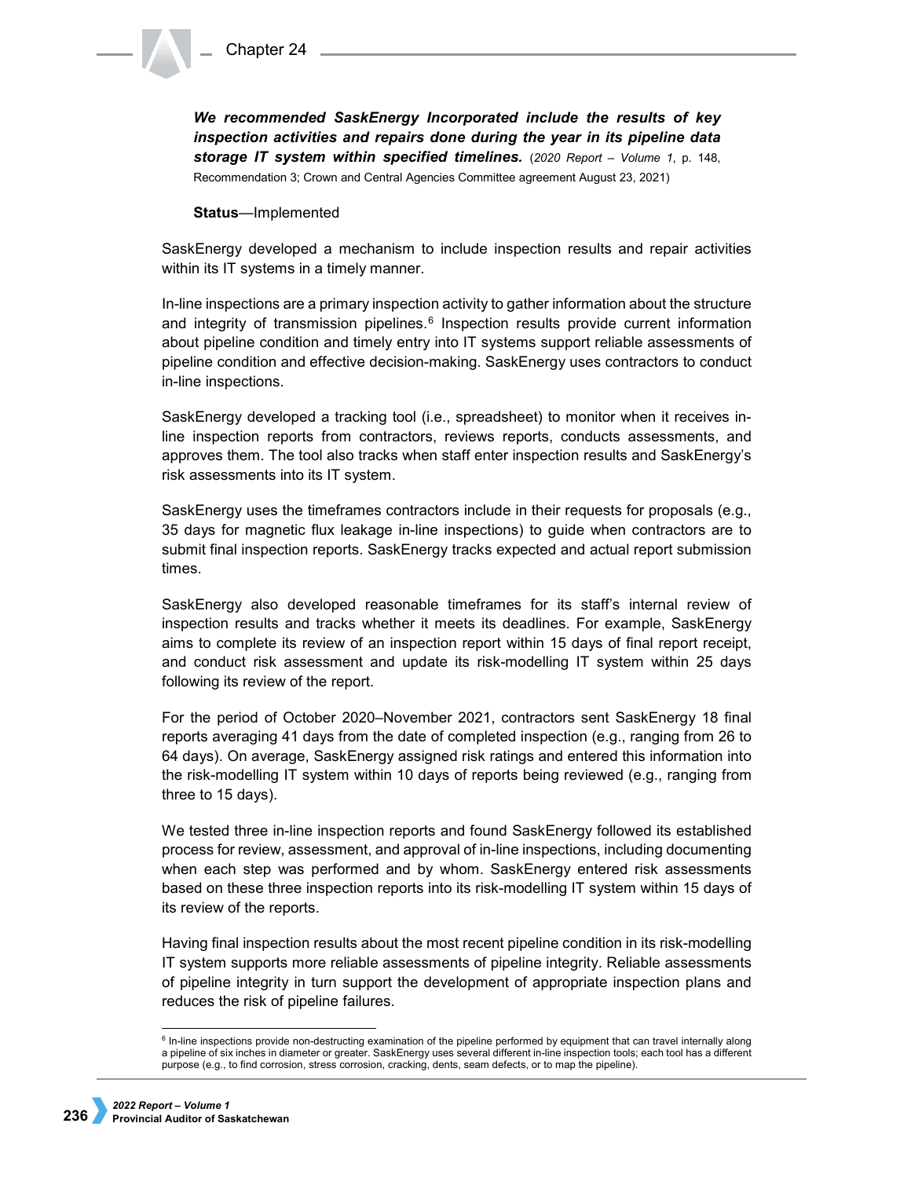***We recommended SaskEnergy Incorporated include the results of key inspection activities and repairs done during the year in its pipeline data storage IT system within specified timelines.*** (*2020 Report – Volume 1*, p. 148, Recommendation 3; Crown and Central Agencies Committee agreement August 23, 2021)

**Status**—Implemented

SaskEnergy developed a mechanism to include inspection results and repair activities within its IT systems in a timely manner.

In-line inspections are a primary inspection activity to gather information about the structure and integrity of transmission pipelines.[6] Inspection results provide current information about pipeline condition and timely entry into IT systems support reliable assessments of pipeline condition and effective decision-making. SaskEnergy uses contractors to conduct in-line inspections.

SaskEnergy developed a tracking tool (i.e., spreadsheet) to monitor when it receives in-line inspection reports from contractors, reviews reports, conducts assessments, and approves them. The tool also tracks when staff enter inspection results and SaskEnergy's risk assessments into its IT system.

SaskEnergy uses the timeframes contractors include in their requests for proposals (e.g., 35 days for magnetic flux leakage in-line inspections) to guide when contractors are to submit final inspection reports. SaskEnergy tracks expected and actual report submission times.

SaskEnergy also developed reasonable timeframes for its staff's internal review of inspection results and tracks whether it meets its deadlines. For example, SaskEnergy aims to complete its review of an inspection report within 15 days of final report receipt, and conduct risk assessment and update its risk-modelling IT system within 25 days following its review of the report.

For the period of October 2020–November 2021, contractors sent SaskEnergy 18 final reports averaging 41 days from the date of completed inspection (e.g., ranging from 26 to 64 days). On average, SaskEnergy assigned risk ratings and entered this information into the risk-modelling IT system within 10 days of reports being reviewed (e.g., ranging from three to 15 days).

We tested three in-line inspection reports and found SaskEnergy followed its established process for review, assessment, and approval of in-line inspections, including documenting when each step was performed and by whom. SaskEnergy entered risk assessments based on these three inspection reports into its risk-modelling IT system within 15 days of its review of the reports.

Having final inspection results about the most recent pipeline condition in its risk-modelling IT system supports more reliable assessments of pipeline integrity. Reliable assessments of pipeline integrity in turn support the development of appropriate inspection plans and reduces the risk of pipeline failures.

---

[6] In-line inspections provide non-destructing examination of the pipeline performed by equipment that can travel internally along a pipeline of six inches in diameter or greater. SaskEnergy uses several different in-line inspection tools; each tool has a different purpose (e.g., to find corrosion, stress corrosion, cracking, dents, seam defects, or to map the pipeline).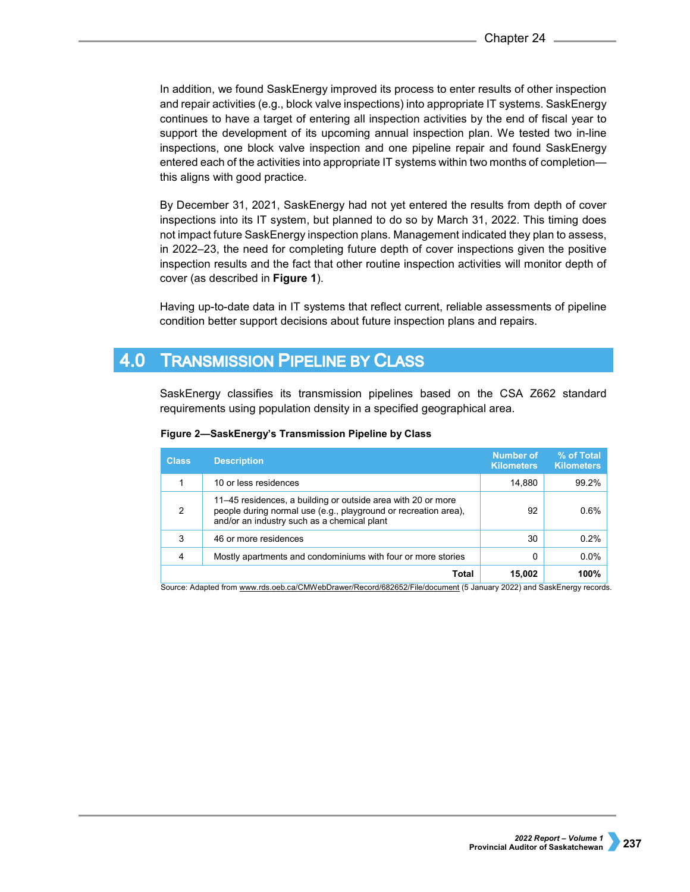In addition, we found SaskEnergy improved its process to enter results of other inspection and repair activities (e.g., block valve inspections) into appropriate IT systems. SaskEnergy continues to have a target of entering all inspection activities by the end of fiscal year to support the development of its upcoming annual inspection plan. We tested two in-line inspections, one block valve inspection and one pipeline repair and found SaskEnergy entered each of the activities into appropriate IT systems within two months of completion—this aligns with good practice.

By December 31, 2021, SaskEnergy had not yet entered the results from depth of cover inspections into its IT system, but planned to do so by March 31, 2022. This timing does not impact future SaskEnergy inspection plans. Management indicated they plan to assess, in 2022–23, the need for completing future depth of cover inspections given the positive inspection results and the fact that other routine inspection activities will monitor depth of cover (as described in **Figure 1**).

Having up-to-date data in IT systems that reflect current, reliable assessments of pipeline condition better support decisions about future inspection plans and repairs.

## 4.0 Transmission Pipeline by Class

SaskEnergy classifies its transmission pipelines based on the CSA Z662 standard requirements using population density in a specified geographical area.

**Figure 2—SaskEnergy's Transmission Pipeline by Class**

| Class | Description | Number of Kilometers | % of Total Kilometers |
|---|---|---|---|
| 1 | 10 or less residences | 14,880 | 99.2% |
| 2 | 11–45 residences, a building or outside area with 20 or more people during normal use (e.g., playground or recreation area), and/or an industry such as a chemical plant | 92 | 0.6% |
| 3 | 46 or more residences | 30 | 0.2% |
| 4 | Mostly apartments and condominiums with four or more stories | 0 | 0.0% |
| | **Total** | **15,002** | **100%** |

Source: Adapted from www.rds.oeb.ca/CMWebDrawer/Record/682652/File/document (5 January 2022) and SaskEnergy records.